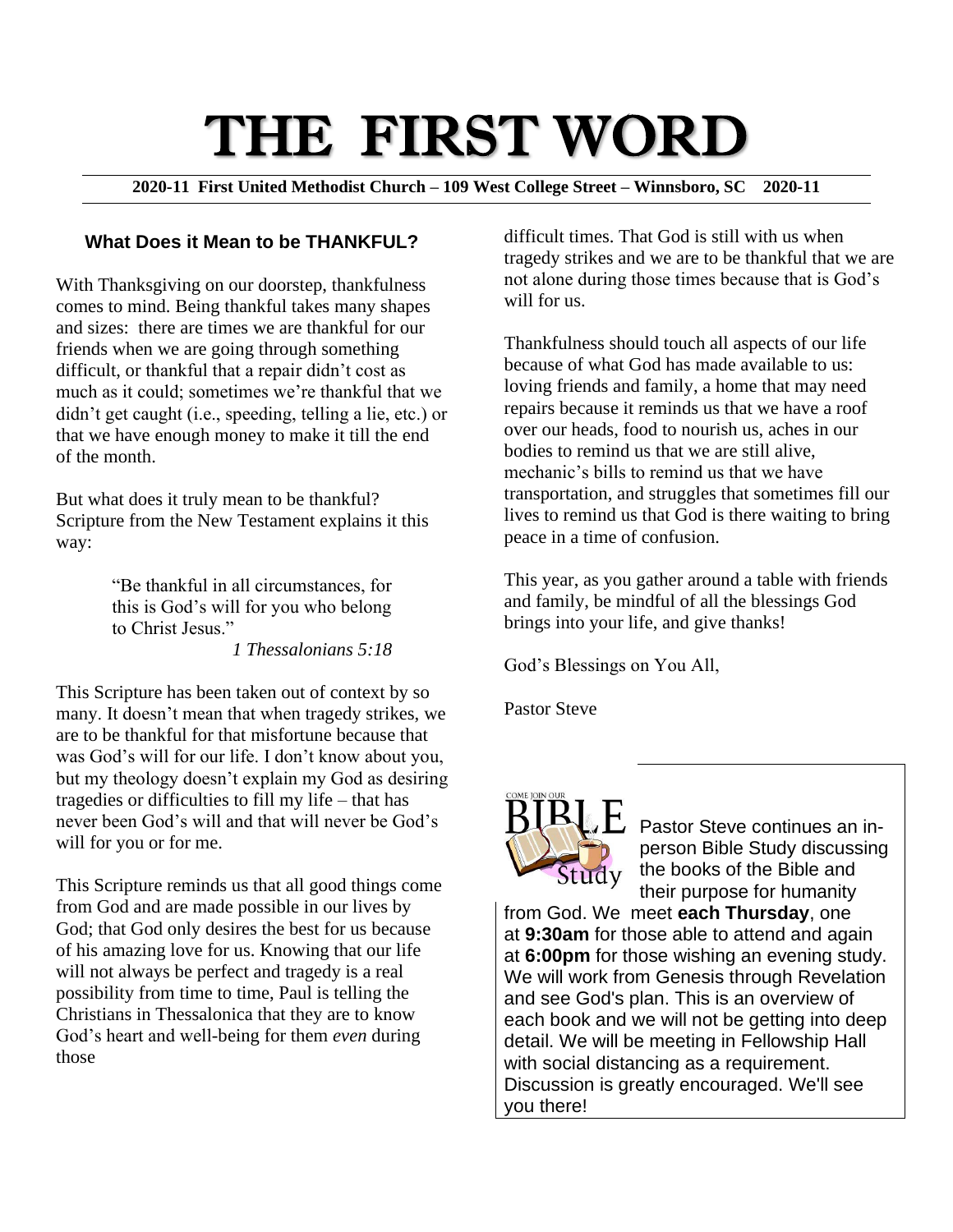# THE FIRST WORD

**2020-11 First United Methodist Church – 109 West College Street – Winnsboro, SC 2020-11**

## What Does it Mean to be THANKFUL?

With Thanksgiving on our doorstep, thankfulness comes to mind. Being thankful takes many shapes and sizes: there are times we are thankful for our friends when we are going through something difficult, or thankful that a repair didn't cost as much as it could; sometimes we're thankful that we didn't get caught (i.e., speeding, telling a lie, etc.) or that we have enough money to make it till the end of the month.

But what does it truly mean to be thankful? Scripture from the New Testament explains it this way:

> "Be thankful in all circumstances, for this is God's will for you who belong to Christ Jesus."
>
> *1 Thessalonians 5:18*

This Scripture has been taken out of context by so many. It doesn't mean that when tragedy strikes, we are to be thankful for that misfortune because that was God's will for our life. I don't know about you, but my theology doesn't explain my God as desiring tragedies or difficulties to fill my life – that has never been God's will and that will never be God's will for you or for me.

This Scripture reminds us that all good things come from God and are made possible in our lives by God; that God only desires the best for us because of his amazing love for us. Knowing that our life will not always be perfect and tragedy is a real possibility from time to time, Paul is telling the Christians in Thessalonica that they are to know God's heart and well-being for them *even* during those difficult times. That God is still with us when tragedy strikes and we are to be thankful that we are not alone during those times because that is God's will for us.

Thankfulness should touch all aspects of our life because of what God has made available to us: loving friends and family, a home that may need repairs because it reminds us that we have a roof over our heads, food to nourish us, aches in our bodies to remind us that we are still alive, mechanic's bills to remind us that we have transportation, and struggles that sometimes fill our lives to remind us that God is there waiting to bring peace in a time of confusion.

This year, as you gather around a table with friends and family, be mindful of all the blessings God brings into your life, and give thanks!

God's Blessings on You All,

Pastor Steve

---

COME JOIN OUR BIBLE Study

Pastor Steve continues an in-person Bible Study discussing the books of the Bible and their purpose for humanity from God. We meet **each Thursday**, one at **9:30am** for those able to attend and again at **6:00pm** for those wishing an evening study. We will work from Genesis through Revelation and see God's plan. This is an overview of each book and we will not be getting into deep detail. We will be meeting in Fellowship Hall with social distancing as a requirement. Discussion is greatly encouraged. We'll see you there!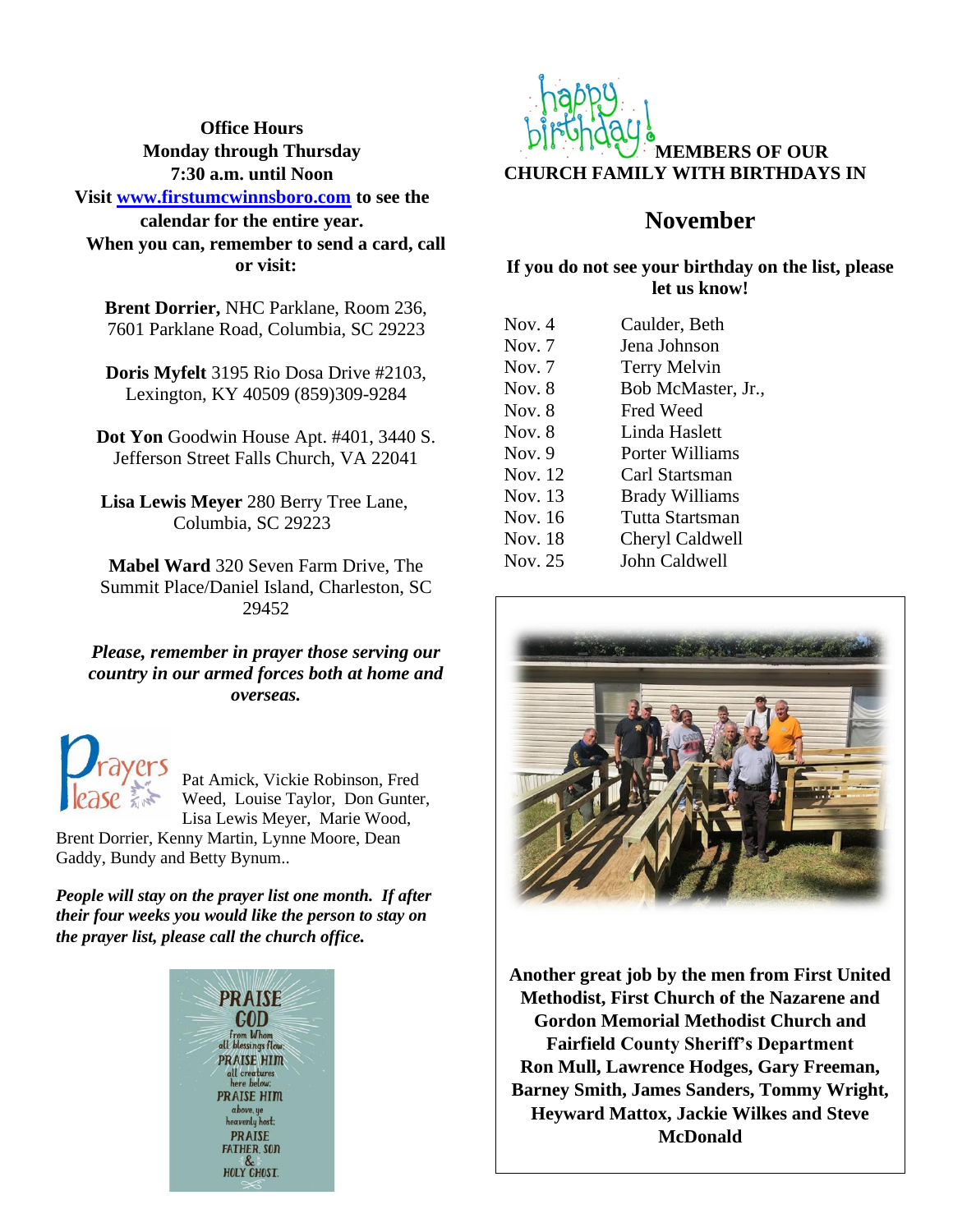**Office Hours**
**Monday through Thursday**
**7:30 a.m. until Noon**
**Visit [www.firstumcwinnsboro.com](http://www.firstumcwinnsboro.com) to see the calendar for the entire year.**
**When you can, remember to send a card, call or visit:**

**Brent Dorrier,** NHC Parklane, Room 236, 7601 Parklane Road, Columbia, SC 29223

**Doris Myfelt** 3195 Rio Dosa Drive #2103, Lexington, KY 40509 (859)309-9284

**Dot Yon** Goodwin House Apt. #401, 3440 S. Jefferson Street Falls Church, VA 22041

**Lisa Lewis Meyer** 280 Berry Tree Lane, Columbia, SC 29223

**Mabel Ward** 320 Seven Farm Drive, The Summit Place/Daniel Island, Charleston, SC 29452

***Please, remember in prayer those serving our country in our armed forces both at home and overseas.***

Prayers Please

Pat Amick, Vickie Robinson, Fred Weed, Louise Taylor, Don Gunter, Lisa Lewis Meyer, Marie Wood, Brent Dorrier, Kenny Martin, Lynne Moore, Dean Gaddy, Bundy and Betty Bynum..

***People will stay on the prayer list one month. If after their four weeks you would like the person to stay on the prayer list, please call the church office.***

PRAISE GOD from Whom all blessings flow; PRAISE HIM all creatures here below; PRAISE HIM above, ye heavenly host; PRAISE FATHER SON & HOLY GHOST.

happy birthday! **MEMBERS OF OUR CHURCH FAMILY WITH BIRTHDAYS IN**

## November

**If you do not see your birthday on the list, please let us know!**

| | |
|---|---|
| Nov. 4 | Caulder, Beth |
| Nov. 7 | Jena Johnson |
| Nov. 7 | Terry Melvin |
| Nov. 8 | Bob McMaster, Jr., |
| Nov. 8 | Fred Weed |
| Nov. 8 | Linda Haslett |
| Nov. 9 | Porter Williams |
| Nov. 12 | Carl Startsman |
| Nov. 13 | Brady Williams |
| Nov. 16 | Tutta Startsman |
| Nov. 18 | Cheryl Caldwell |
| Nov. 25 | John Caldwell |

**Another great job by the men from First United Methodist, First Church of the Nazarene and Gordon Memorial Methodist Church and Fairfield County Sheriff's Department Ron Mull, Lawrence Hodges, Gary Freeman, Barney Smith, James Sanders, Tommy Wright, Heyward Mattox, Jackie Wilkes and Steve McDonald**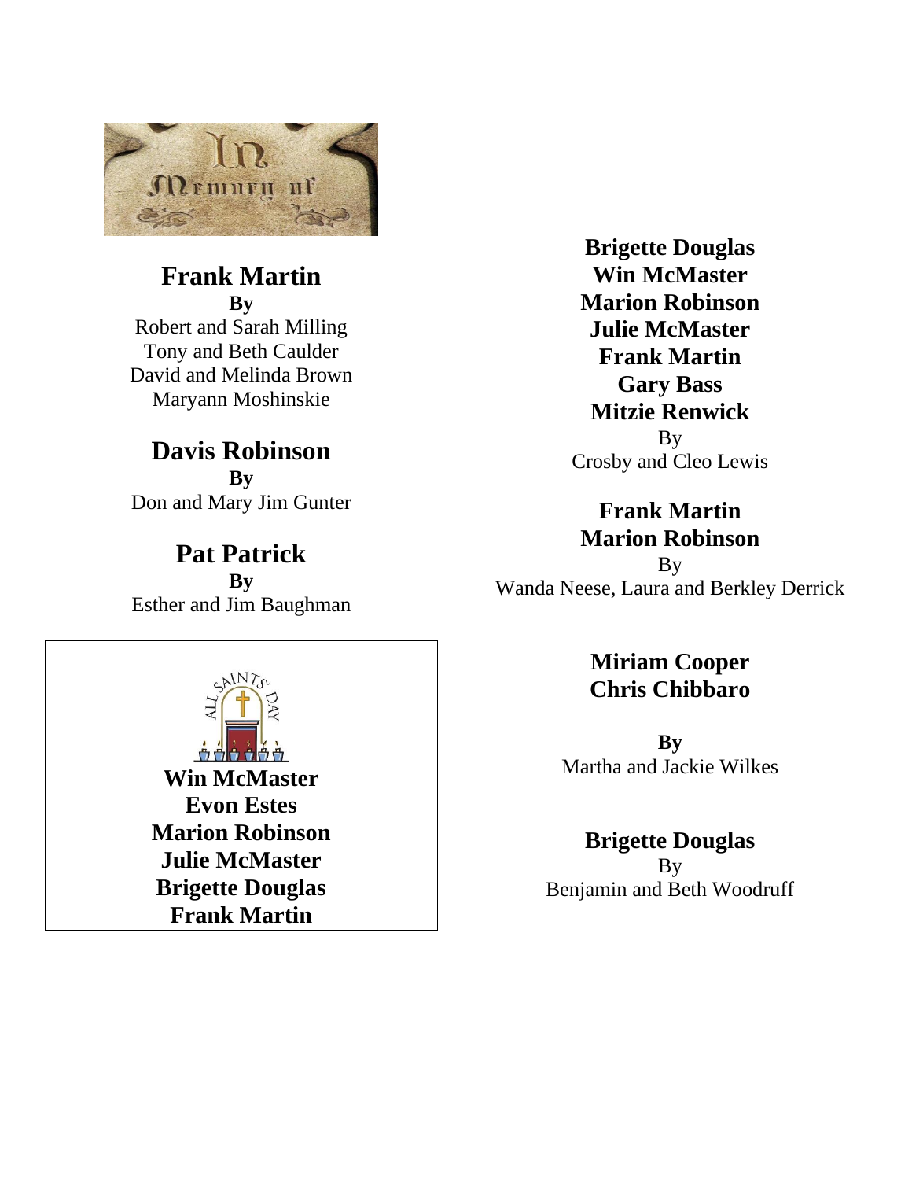In Memory of

**Frank Martin**
**By**
Robert and Sarah Milling
Tony and Beth Caulder
David and Melinda Brown
Maryann Moshinskie

**Davis Robinson**
**By**
Don and Mary Jim Gunter

**Pat Patrick**
**By**
Esther and Jim Baughman

All Saints' Day

**Win McMaster**
**Evon Estes**
**Marion Robinson**
**Julie McMaster**
**Brigette Douglas**
**Frank Martin**

**Brigette Douglas**
**Win McMaster**
**Marion Robinson**
**Julie McMaster**
**Frank Martin**
**Gary Bass**
**Mitzie Renwick**
By
Crosby and Cleo Lewis

**Frank Martin**
**Marion Robinson**
By
Wanda Neese, Laura and Berkley Derrick

**Miriam Cooper**
**Chris Chibbaro**

**By**
Martha and Jackie Wilkes

**Brigette Douglas**
By
Benjamin and Beth Woodruff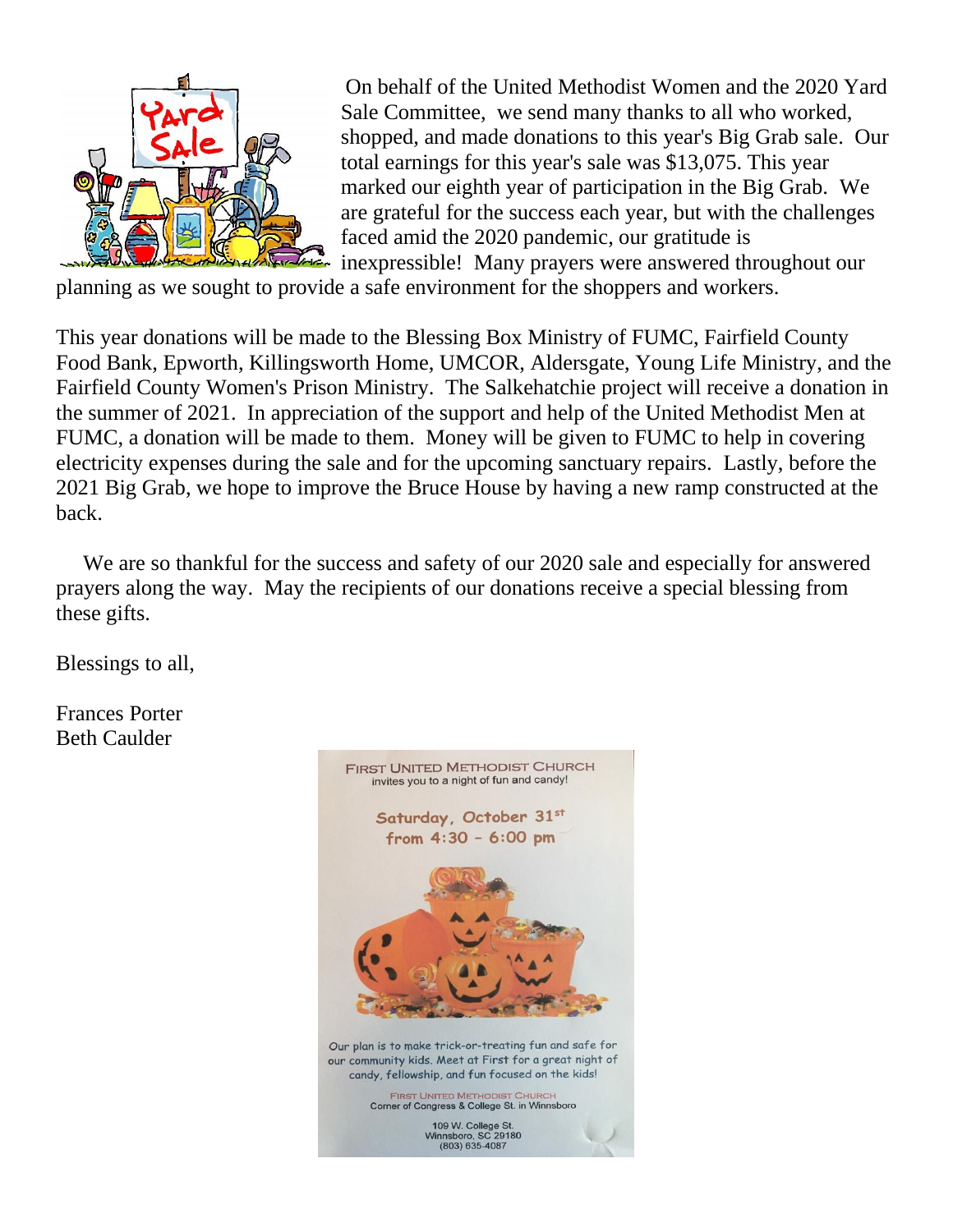On behalf of the United Methodist Women and the 2020 Yard Sale Committee, we send many thanks to all who worked, shopped, and made donations to this year's Big Grab sale. Our total earnings for this year's sale was $13,075. This year marked our eighth year of participation in the Big Grab. We are grateful for the success each year, but with the challenges faced amid the 2020 pandemic, our gratitude is inexpressible! Many prayers were answered throughout our planning as we sought to provide a safe environment for the shoppers and workers.

This year donations will be made to the Blessing Box Ministry of FUMC, Fairfield County Food Bank, Epworth, Killingsworth Home, UMCOR, Aldersgate, Young Life Ministry, and the Fairfield County Women's Prison Ministry. The Salkehatchie project will receive a donation in the summer of 2021. In appreciation of the support and help of the United Methodist Men at FUMC, a donation will be made to them. Money will be given to FUMC to help in covering electricity expenses during the sale and for the upcoming sanctuary repairs. Lastly, before the 2021 Big Grab, we hope to improve the Bruce House by having a new ramp constructed at the back.

We are so thankful for the success and safety of our 2020 sale and especially for answered prayers along the way. May the recipients of our donations receive a special blessing from these gifts.

Blessings to all,

Frances Porter
Beth Caulder

FIRST UNITED METHODIST CHURCH
invites you to a night of fun and candy!

**Saturday, October 31st from 4:30 - 6:00 pm**

Our plan is to make trick-or-treating fun and safe for our community kids. Meet at First for a great night of candy, fellowship, and fun focused on the kids!

FIRST UNITED METHODIST CHURCH
Corner of Congress & College St. in Winnsboro

109 W. College St.
Winnsboro, SC 29180
(803) 635-4087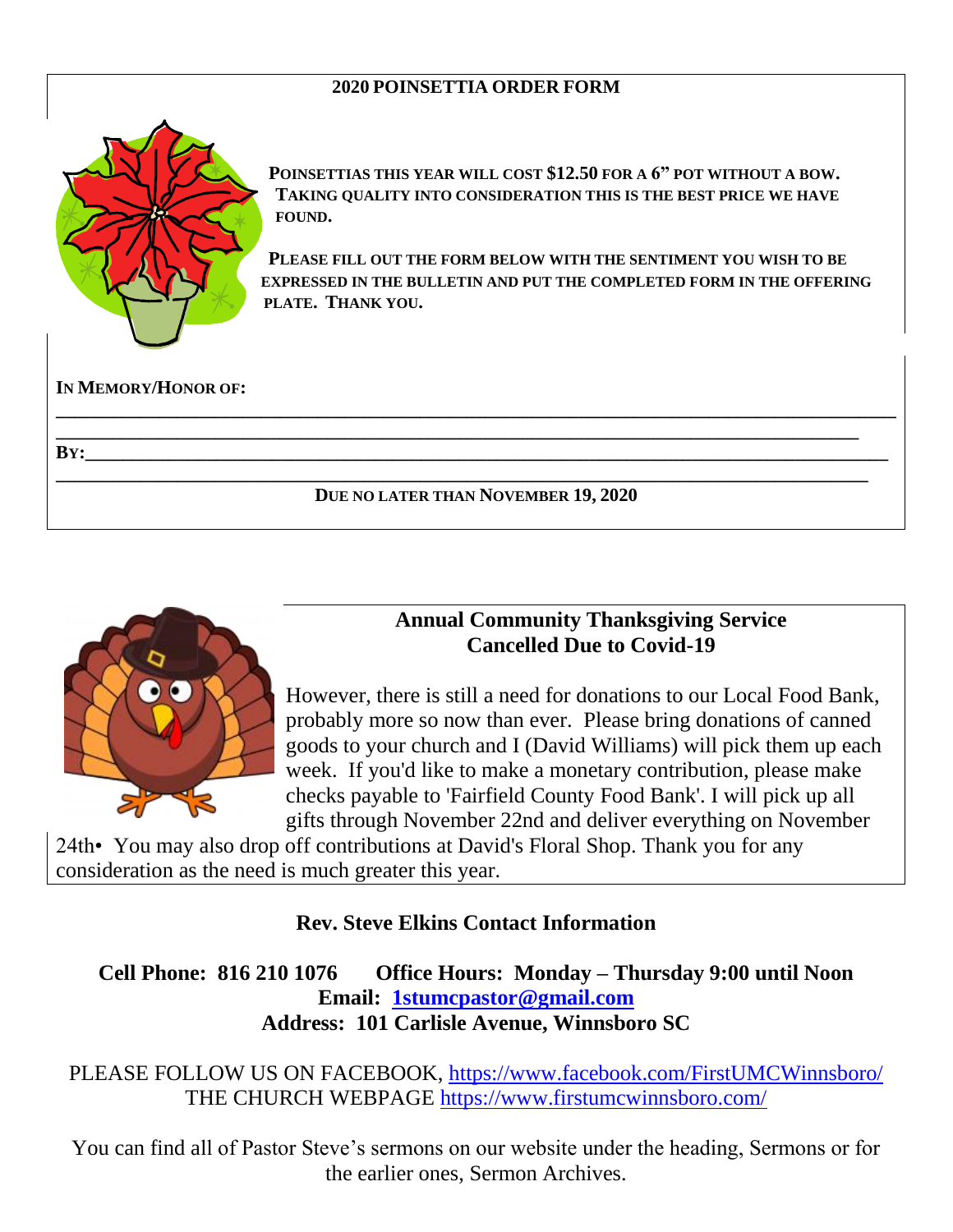## 2020 POINSETTIA ORDER FORM

**POINSETTIAS THIS YEAR WILL COST $12.50 FOR A 6" POT WITHOUT A BOW. TAKING QUALITY INTO CONSIDERATION THIS IS THE BEST PRICE WE HAVE FOUND.**

**PLEASE FILL OUT THE FORM BELOW WITH THE SENTIMENT YOU WISH TO BE EXPRESSED IN THE BULLETIN AND PUT THE COMPLETED FORM IN THE OFFERING PLATE. THANK YOU.**

**IN MEMORY/HONOR OF:**

______________________________________________________________________________

______________________________________________________________________________

**BY:**__________________________________________________________________________

______________________________________________________________________________

**DUE NO LATER THAN NOVEMBER 19, 2020**

## Annual Community Thanksgiving Service Cancelled Due to Covid-19

However, there is still a need for donations to our Local Food Bank, probably more so now than ever. Please bring donations of canned goods to your church and I (David Williams) will pick them up each week. If you'd like to make a monetary contribution, please make checks payable to 'Fairfield County Food Bank'. I will pick up all gifts through November 22nd and deliver everything on November 24th• You may also drop off contributions at David's Floral Shop. Thank you for any consideration as the need is much greater this year.

## Rev. Steve Elkins Contact Information

**Cell Phone: 816 210 1076 Office Hours: Monday – Thursday 9:00 until Noon**
**Email: [1stumcpastor@gmail.com](mailto:1stumcpastor@gmail.com)**
**Address: 101 Carlisle Avenue, Winnsboro SC**

PLEASE FOLLOW US ON FACEBOOK, https://www.facebook.com/FirstUMCWinnsboro/
THE CHURCH WEBPAGE https://www.firstumcwinnsboro.com/

You can find all of Pastor Steve's sermons on our website under the heading, Sermons or for the earlier ones, Sermon Archives.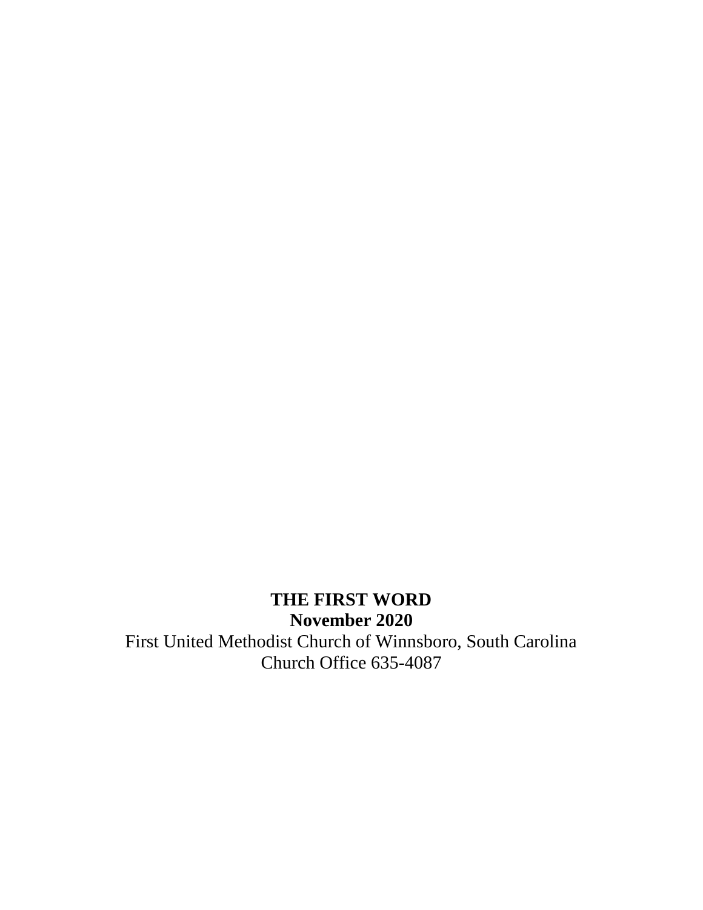**THE FIRST WORD**

**November 2020**

First United Methodist Church of Winnsboro, South Carolina

Church Office 635-4087